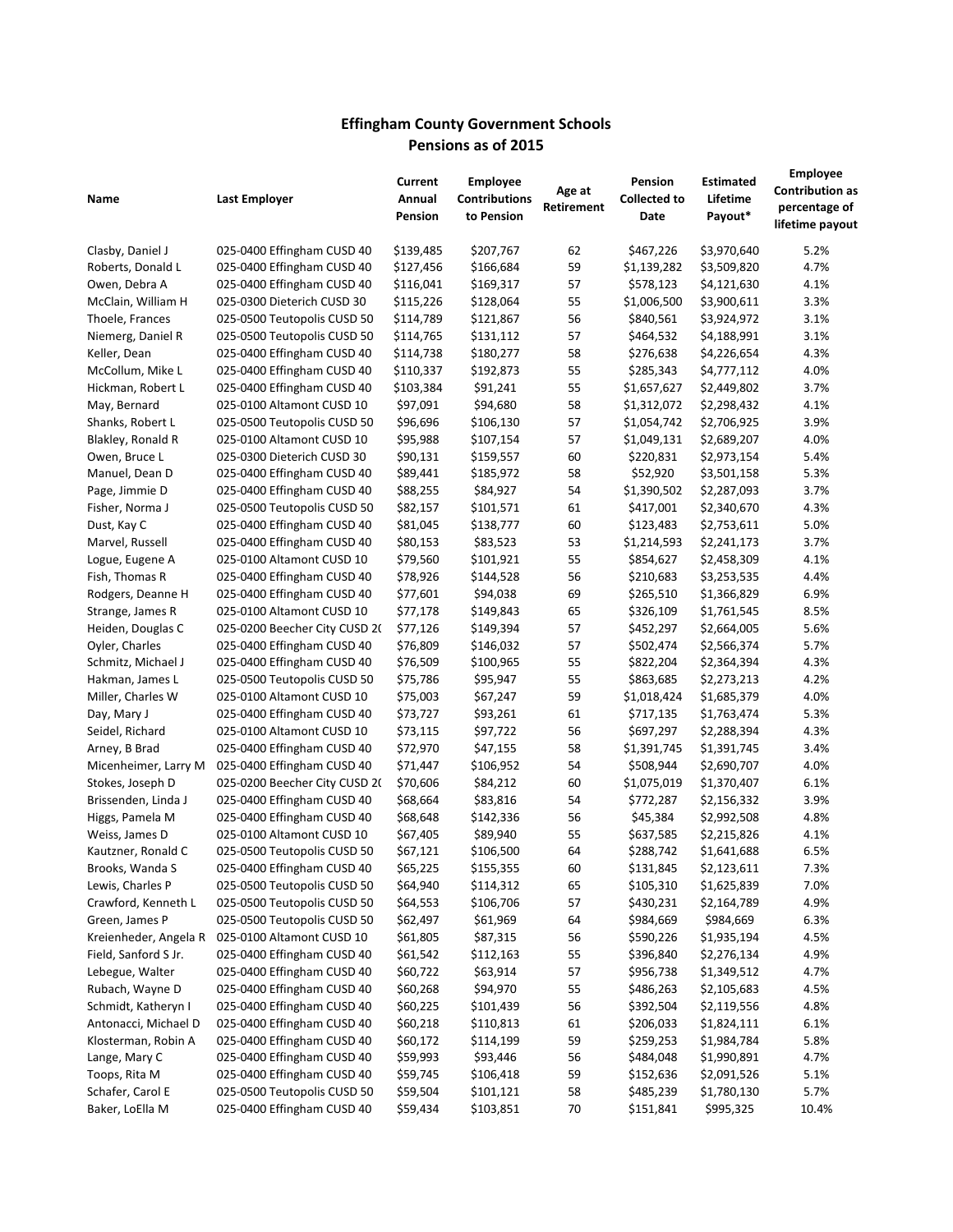# Effingham County Government Schools
## Pensions as of 2015

| Name | Last Employer | Current Annual Pension | Employee Contributions to Pension | Age at Retirement | Pension Collected to Date | Estimated Lifetime Payout* | Employee Contribution as percentage of lifetime payout |
|---|---|---|---|---|---|---|---|
| Clasby, Daniel J | 025-0400 Effingham CUSD 40 | $139,485 | $207,767 | 62 | $467,226 | $3,970,640 | 5.2% |
| Roberts, Donald L | 025-0400 Effingham CUSD 40 | $127,456 | $166,684 | 59 | $1,139,282 | $3,509,820 | 4.7% |
| Owen, Debra A | 025-0400 Effingham CUSD 40 | $116,041 | $169,317 | 57 | $578,123 | $4,121,630 | 4.1% |
| McClain, William H | 025-0300 Dieterich CUSD 30 | $115,226 | $128,064 | 55 | $1,006,500 | $3,900,611 | 3.3% |
| Thoele, Frances | 025-0500 Teutopolis CUSD 50 | $114,789 | $121,867 | 56 | $840,561 | $3,924,972 | 3.1% |
| Niemerg, Daniel R | 025-0500 Teutopolis CUSD 50 | $114,765 | $131,112 | 57 | $464,532 | $4,188,991 | 3.1% |
| Keller, Dean | 025-0400 Effingham CUSD 40 | $114,738 | $180,277 | 58 | $276,638 | $4,226,654 | 4.3% |
| McCollum, Mike L | 025-0400 Effingham CUSD 40 | $110,337 | $192,873 | 55 | $285,343 | $4,777,112 | 4.0% |
| Hickman, Robert L | 025-0400 Effingham CUSD 40 | $103,384 | $91,241 | 55 | $1,657,627 | $2,449,802 | 3.7% |
| May, Bernard | 025-0100 Altamont CUSD 10 | $97,091 | $94,680 | 58 | $1,312,072 | $2,298,432 | 4.1% |
| Shanks, Robert L | 025-0500 Teutopolis CUSD 50 | $96,696 | $106,130 | 57 | $1,054,742 | $2,706,925 | 3.9% |
| Blakley, Ronald R | 025-0100 Altamont CUSD 10 | $95,988 | $107,154 | 57 | $1,049,131 | $2,689,207 | 4.0% |
| Owen, Bruce L | 025-0300 Dieterich CUSD 30 | $90,131 | $159,557 | 60 | $220,831 | $2,973,154 | 5.4% |
| Manuel, Dean D | 025-0400 Effingham CUSD 40 | $89,441 | $185,972 | 58 | $52,920 | $3,501,158 | 5.3% |
| Page, Jimmie D | 025-0400 Effingham CUSD 40 | $88,255 | $84,927 | 54 | $1,390,502 | $2,287,093 | 3.7% |
| Fisher, Norma J | 025-0500 Teutopolis CUSD 50 | $82,157 | $101,571 | 61 | $417,001 | $2,340,670 | 4.3% |
| Dust, Kay C | 025-0400 Effingham CUSD 40 | $81,045 | $138,777 | 60 | $123,483 | $2,753,611 | 5.0% |
| Marvel, Russell | 025-0400 Effingham CUSD 40 | $80,153 | $83,523 | 53 | $1,214,593 | $2,241,173 | 3.7% |
| Logue, Eugene A | 025-0100 Altamont CUSD 10 | $79,560 | $101,921 | 55 | $854,627 | $2,458,309 | 4.1% |
| Fish, Thomas R | 025-0400 Effingham CUSD 40 | $78,926 | $144,528 | 56 | $210,683 | $3,253,535 | 4.4% |
| Rodgers, Deanne H | 025-0400 Effingham CUSD 40 | $77,601 | $94,038 | 69 | $265,510 | $1,366,829 | 6.9% |
| Strange, James R | 025-0100 Altamont CUSD 10 | $77,178 | $149,843 | 65 | $326,109 | $1,761,545 | 8.5% |
| Heiden, Douglas C | 025-0200 Beecher City CUSD 2( | $77,126 | $149,394 | 57 | $452,297 | $2,664,005 | 5.6% |
| Oyler, Charles | 025-0400 Effingham CUSD 40 | $76,809 | $146,032 | 57 | $502,474 | $2,566,374 | 5.7% |
| Schmitz, Michael J | 025-0400 Effingham CUSD 40 | $76,509 | $100,965 | 55 | $822,204 | $2,364,394 | 4.3% |
| Hakman, James L | 025-0500 Teutopolis CUSD 50 | $75,786 | $95,947 | 55 | $863,685 | $2,273,213 | 4.2% |
| Miller, Charles W | 025-0100 Altamont CUSD 10 | $75,003 | $67,247 | 59 | $1,018,424 | $1,685,379 | 4.0% |
| Day, Mary J | 025-0400 Effingham CUSD 40 | $73,727 | $93,261 | 61 | $717,135 | $1,763,474 | 5.3% |
| Seidel, Richard | 025-0100 Altamont CUSD 10 | $73,115 | $97,722 | 56 | $697,297 | $2,288,394 | 4.3% |
| Arney, B Brad | 025-0400 Effingham CUSD 40 | $72,970 | $47,155 | 58 | $1,391,745 | $1,391,745 | 3.4% |
| Micenheimer, Larry M | 025-0400 Effingham CUSD 40 | $71,447 | $106,952 | 54 | $508,944 | $2,690,707 | 4.0% |
| Stokes, Joseph D | 025-0200 Beecher City CUSD 2( | $70,606 | $84,212 | 60 | $1,075,019 | $1,370,407 | 6.1% |
| Brissenden, Linda J | 025-0400 Effingham CUSD 40 | $68,664 | $83,816 | 54 | $772,287 | $2,156,332 | 3.9% |
| Higgs, Pamela M | 025-0400 Effingham CUSD 40 | $68,648 | $142,336 | 56 | $45,384 | $2,992,508 | 4.8% |
| Weiss, James D | 025-0100 Altamont CUSD 10 | $67,405 | $89,940 | 55 | $637,585 | $2,215,826 | 4.1% |
| Kautzner, Ronald C | 025-0500 Teutopolis CUSD 50 | $67,121 | $106,500 | 64 | $288,742 | $1,641,688 | 6.5% |
| Brooks, Wanda S | 025-0400 Effingham CUSD 40 | $65,225 | $155,355 | 60 | $131,845 | $2,123,611 | 7.3% |
| Lewis, Charles P | 025-0500 Teutopolis CUSD 50 | $64,940 | $114,312 | 65 | $105,310 | $1,625,839 | 7.0% |
| Crawford, Kenneth L | 025-0500 Teutopolis CUSD 50 | $64,553 | $106,706 | 57 | $430,231 | $2,164,789 | 4.9% |
| Green, James P | 025-0500 Teutopolis CUSD 50 | $62,497 | $61,969 | 64 | $984,669 | $984,669 | 6.3% |
| Kreienheder, Angela R | 025-0100 Altamont CUSD 10 | $61,805 | $87,315 | 56 | $590,226 | $1,935,194 | 4.5% |
| Field, Sanford S Jr. | 025-0400 Effingham CUSD 40 | $61,542 | $112,163 | 55 | $396,840 | $2,276,134 | 4.9% |
| Lebegue, Walter | 025-0400 Effingham CUSD 40 | $60,722 | $63,914 | 57 | $956,738 | $1,349,512 | 4.7% |
| Rubach, Wayne D | 025-0400 Effingham CUSD 40 | $60,268 | $94,970 | 55 | $486,263 | $2,105,683 | 4.5% |
| Schmidt, Katheryn I | 025-0400 Effingham CUSD 40 | $60,225 | $101,439 | 56 | $392,504 | $2,119,556 | 4.8% |
| Antonacci, Michael D | 025-0400 Effingham CUSD 40 | $60,218 | $110,813 | 61 | $206,033 | $1,824,111 | 6.1% |
| Klosterman, Robin A | 025-0400 Effingham CUSD 40 | $60,172 | $114,199 | 59 | $259,253 | $1,984,784 | 5.8% |
| Lange, Mary C | 025-0400 Effingham CUSD 40 | $59,993 | $93,446 | 56 | $484,048 | $1,990,891 | 4.7% |
| Toops, Rita M | 025-0400 Effingham CUSD 40 | $59,745 | $106,418 | 59 | $152,636 | $2,091,526 | 5.1% |
| Schafer, Carol E | 025-0500 Teutopolis CUSD 50 | $59,504 | $101,121 | 58 | $485,239 | $1,780,130 | 5.7% |
| Baker, LoElla M | 025-0400 Effingham CUSD 40 | $59,434 | $103,851 | 70 | $151,841 | $995,325 | 10.4% |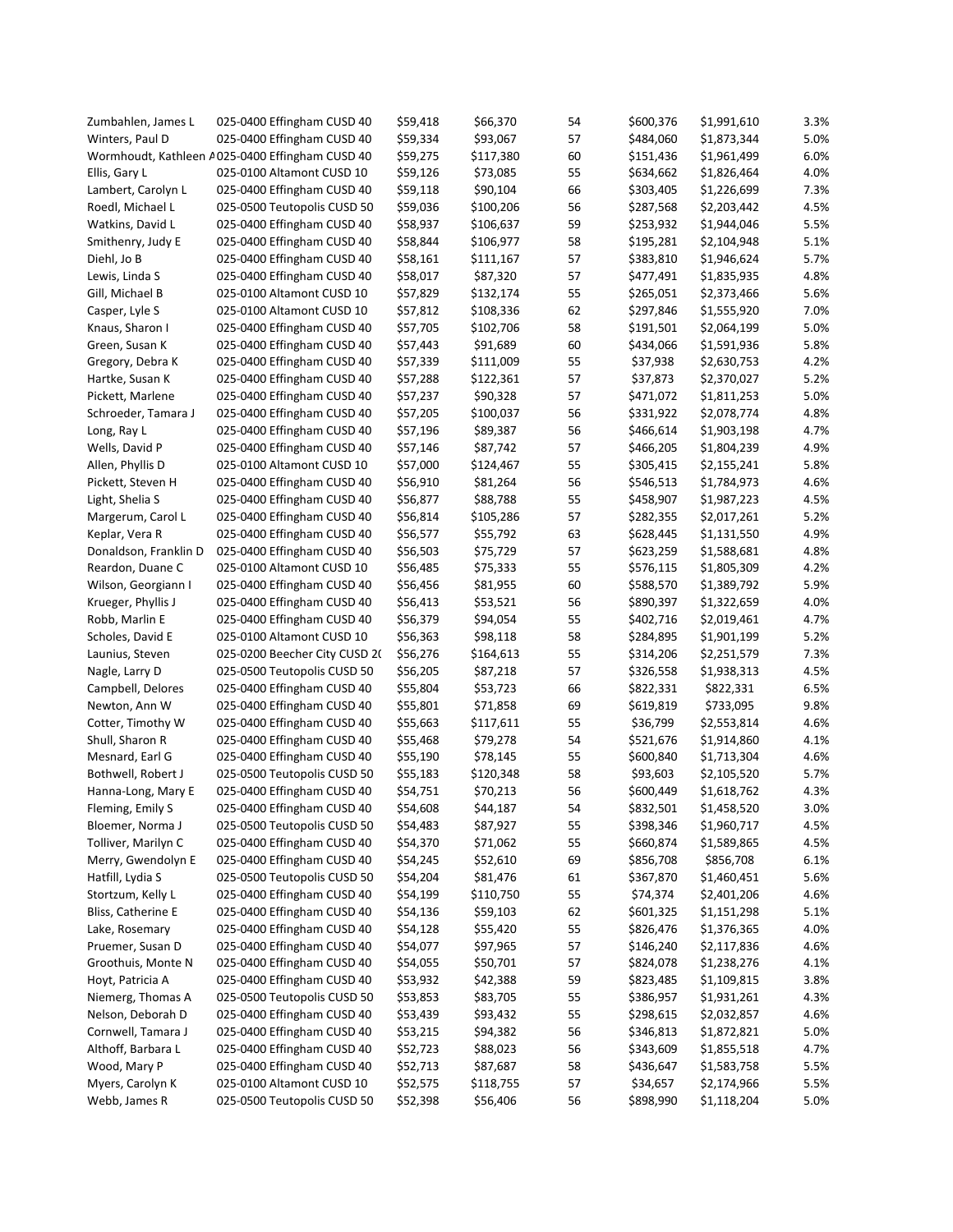| | | | | | | | |
|---|---|---|---|---|---|---|---|
| Zumbahlen, James L | 025-0400 Effingham CUSD 40 | $59,418 | $66,370 | 54 | $600,376 | $1,991,610 | 3.3% |
| Winters, Paul D | 025-0400 Effingham CUSD 40 | $59,334 | $93,067 | 57 | $484,060 | $1,873,344 | 5.0% |
| Wormhoudt, Kathleen A | 025-0400 Effingham CUSD 40 | $59,275 | $117,380 | 60 | $151,436 | $1,961,499 | 6.0% |
| Ellis, Gary L | 025-0100 Altamont CUSD 10 | $59,126 | $73,085 | 55 | $634,662 | $1,826,464 | 4.0% |
| Lambert, Carolyn L | 025-0400 Effingham CUSD 40 | $59,118 | $90,104 | 66 | $303,405 | $1,226,699 | 7.3% |
| Roedl, Michael L | 025-0500 Teutopolis CUSD 50 | $59,036 | $100,206 | 56 | $287,568 | $2,203,442 | 4.5% |
| Watkins, David L | 025-0400 Effingham CUSD 40 | $58,937 | $106,637 | 59 | $253,932 | $1,944,046 | 5.5% |
| Smithenry, Judy E | 025-0400 Effingham CUSD 40 | $58,844 | $106,977 | 58 | $195,281 | $2,104,948 | 5.1% |
| Diehl, Jo B | 025-0400 Effingham CUSD 40 | $58,161 | $111,167 | 57 | $383,810 | $1,946,624 | 5.7% |
| Lewis, Linda S | 025-0400 Effingham CUSD 40 | $58,017 | $87,320 | 57 | $477,491 | $1,835,935 | 4.8% |
| Gill, Michael B | 025-0100 Altamont CUSD 10 | $57,829 | $132,174 | 55 | $265,051 | $2,373,466 | 5.6% |
| Casper, Lyle S | 025-0100 Altamont CUSD 10 | $57,812 | $108,336 | 62 | $297,846 | $1,555,920 | 7.0% |
| Knaus, Sharon I | 025-0400 Effingham CUSD 40 | $57,705 | $102,706 | 58 | $191,501 | $2,064,199 | 5.0% |
| Green, Susan K | 025-0400 Effingham CUSD 40 | $57,443 | $91,689 | 60 | $434,066 | $1,591,936 | 5.8% |
| Gregory, Debra K | 025-0400 Effingham CUSD 40 | $57,339 | $111,009 | 55 | $37,938 | $2,630,753 | 4.2% |
| Hartke, Susan K | 025-0400 Effingham CUSD 40 | $57,288 | $122,361 | 57 | $37,873 | $2,370,027 | 5.2% |
| Pickett, Marlene | 025-0400 Effingham CUSD 40 | $57,237 | $90,328 | 57 | $471,072 | $1,811,253 | 5.0% |
| Schroeder, Tamara J | 025-0400 Effingham CUSD 40 | $57,205 | $100,037 | 56 | $331,922 | $2,078,774 | 4.8% |
| Long, Ray L | 025-0400 Effingham CUSD 40 | $57,196 | $89,387 | 56 | $466,614 | $1,903,198 | 4.7% |
| Wells, David P | 025-0400 Effingham CUSD 40 | $57,146 | $87,742 | 57 | $466,205 | $1,804,239 | 4.9% |
| Allen, Phyllis D | 025-0100 Altamont CUSD 10 | $57,000 | $124,467 | 55 | $305,415 | $2,155,241 | 5.8% |
| Pickett, Steven H | 025-0400 Effingham CUSD 40 | $56,910 | $81,264 | 56 | $546,513 | $1,784,973 | 4.6% |
| Light, Shelia S | 025-0400 Effingham CUSD 40 | $56,877 | $88,788 | 55 | $458,907 | $1,987,223 | 4.5% |
| Margerum, Carol L | 025-0400 Effingham CUSD 40 | $56,814 | $105,286 | 57 | $282,355 | $2,017,261 | 5.2% |
| Keplar, Vera R | 025-0400 Effingham CUSD 40 | $56,577 | $55,792 | 63 | $628,445 | $1,131,550 | 4.9% |
| Donaldson, Franklin D | 025-0400 Effingham CUSD 40 | $56,503 | $75,729 | 57 | $623,259 | $1,588,681 | 4.8% |
| Reardon, Duane C | 025-0100 Altamont CUSD 10 | $56,485 | $75,333 | 55 | $576,115 | $1,805,309 | 4.2% |
| Wilson, Georgiann I | 025-0400 Effingham CUSD 40 | $56,456 | $81,955 | 60 | $588,570 | $1,389,792 | 5.9% |
| Krueger, Phyllis J | 025-0400 Effingham CUSD 40 | $56,413 | $53,521 | 56 | $890,397 | $1,322,659 | 4.0% |
| Robb, Marlin E | 025-0400 Effingham CUSD 40 | $56,379 | $94,054 | 55 | $402,716 | $2,019,461 | 4.7% |
| Scholes, David E | 025-0100 Altamont CUSD 10 | $56,363 | $98,118 | 58 | $284,895 | $1,901,199 | 5.2% |
| Launius, Steven | 025-0200 Beecher City CUSD 20 | $56,276 | $164,613 | 55 | $314,206 | $2,251,579 | 7.3% |
| Nagle, Larry D | 025-0500 Teutopolis CUSD 50 | $56,205 | $87,218 | 57 | $326,558 | $1,938,313 | 4.5% |
| Campbell, Delores | 025-0400 Effingham CUSD 40 | $55,804 | $53,723 | 66 | $822,331 | $822,331 | 6.5% |
| Newton, Ann W | 025-0400 Effingham CUSD 40 | $55,801 | $71,858 | 69 | $619,819 | $733,095 | 9.8% |
| Cotter, Timothy W | 025-0400 Effingham CUSD 40 | $55,663 | $117,611 | 55 | $36,799 | $2,553,814 | 4.6% |
| Shull, Sharon R | 025-0400 Effingham CUSD 40 | $55,468 | $79,278 | 54 | $521,676 | $1,914,860 | 4.1% |
| Mesnard, Earl G | 025-0400 Effingham CUSD 40 | $55,190 | $78,145 | 55 | $600,840 | $1,713,304 | 4.6% |
| Bothwell, Robert J | 025-0500 Teutopolis CUSD 50 | $55,183 | $120,348 | 58 | $93,603 | $2,105,520 | 5.7% |
| Hanna-Long, Mary E | 025-0400 Effingham CUSD 40 | $54,751 | $70,213 | 56 | $600,449 | $1,618,762 | 4.3% |
| Fleming, Emily S | 025-0400 Effingham CUSD 40 | $54,608 | $44,187 | 54 | $832,501 | $1,458,520 | 3.0% |
| Bloemer, Norma J | 025-0500 Teutopolis CUSD 50 | $54,483 | $87,927 | 55 | $398,346 | $1,960,717 | 4.5% |
| Tolliver, Marilyn C | 025-0400 Effingham CUSD 40 | $54,370 | $71,062 | 55 | $660,874 | $1,589,865 | 4.5% |
| Merry, Gwendolyn E | 025-0400 Effingham CUSD 40 | $54,245 | $52,610 | 69 | $856,708 | $856,708 | 6.1% |
| Hatfill, Lydia S | 025-0500 Teutopolis CUSD 50 | $54,204 | $81,476 | 61 | $367,870 | $1,460,451 | 5.6% |
| Stortzum, Kelly L | 025-0400 Effingham CUSD 40 | $54,199 | $110,750 | 55 | $74,374 | $2,401,206 | 4.6% |
| Bliss, Catherine E | 025-0400 Effingham CUSD 40 | $54,136 | $59,103 | 62 | $601,325 | $1,151,298 | 5.1% |
| Lake, Rosemary | 025-0400 Effingham CUSD 40 | $54,128 | $55,420 | 55 | $826,476 | $1,376,365 | 4.0% |
| Pruemer, Susan D | 025-0400 Effingham CUSD 40 | $54,077 | $97,965 | 57 | $146,240 | $2,117,836 | 4.6% |
| Groothuis, Monte N | 025-0400 Effingham CUSD 40 | $54,055 | $50,701 | 57 | $824,078 | $1,238,276 | 4.1% |
| Hoyt, Patricia A | 025-0400 Effingham CUSD 40 | $53,932 | $42,388 | 59 | $823,485 | $1,109,815 | 3.8% |
| Niemerg, Thomas A | 025-0500 Teutopolis CUSD 50 | $53,853 | $83,705 | 55 | $386,957 | $1,931,261 | 4.3% |
| Nelson, Deborah D | 025-0400 Effingham CUSD 40 | $53,439 | $93,432 | 55 | $298,615 | $2,032,857 | 4.6% |
| Cornwell, Tamara J | 025-0400 Effingham CUSD 40 | $53,215 | $94,382 | 56 | $346,813 | $1,872,821 | 5.0% |
| Althoff, Barbara L | 025-0400 Effingham CUSD 40 | $52,723 | $88,023 | 56 | $343,609 | $1,855,518 | 4.7% |
| Wood, Mary P | 025-0400 Effingham CUSD 40 | $52,713 | $87,687 | 58 | $436,647 | $1,583,758 | 5.5% |
| Myers, Carolyn K | 025-0100 Altamont CUSD 10 | $52,575 | $118,755 | 57 | $34,657 | $2,174,966 | 5.5% |
| Webb, James R | 025-0500 Teutopolis CUSD 50 | $52,398 | $56,406 | 56 | $898,990 | $1,118,204 | 5.0% |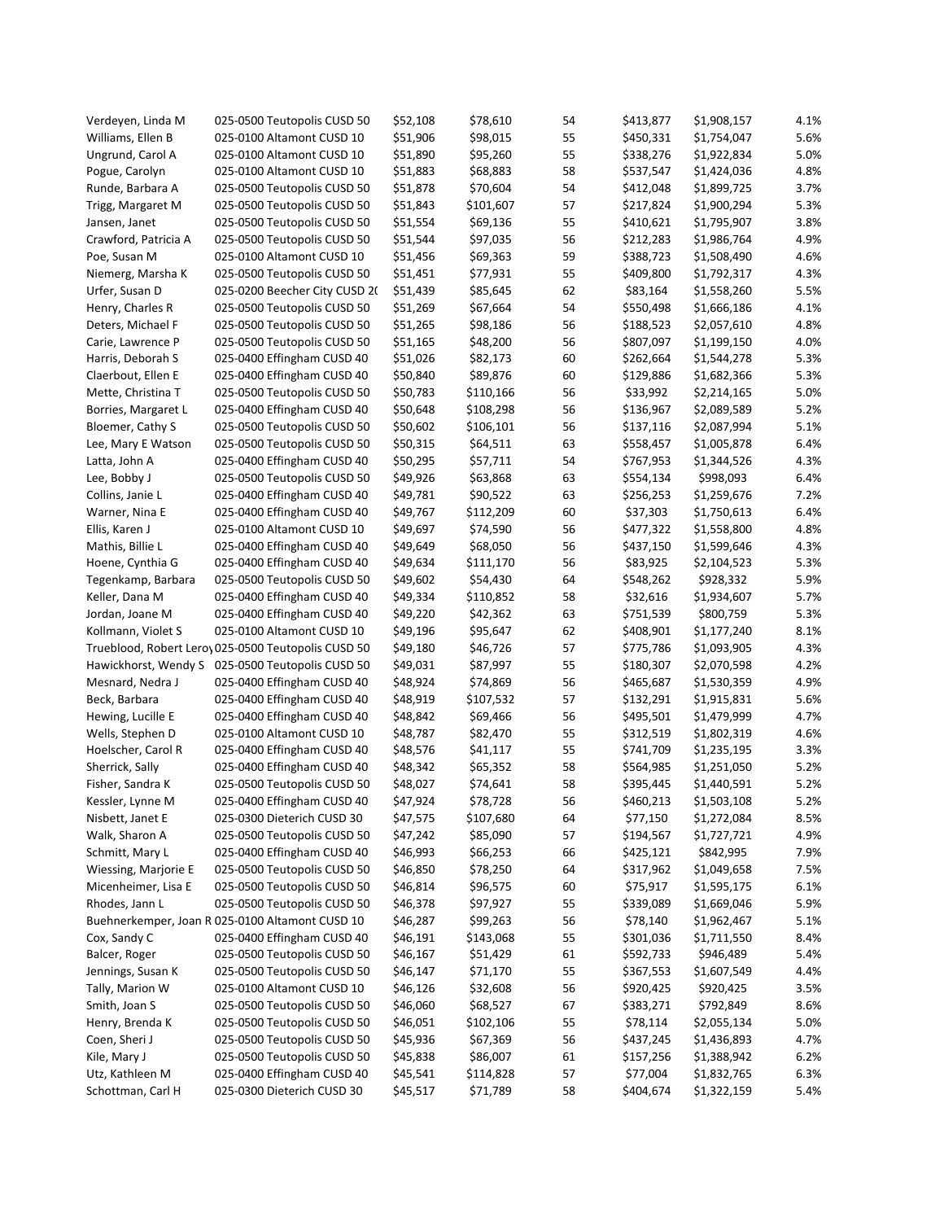| | | | | | | | |
|---|---|---|---|---|---|---|---|
| Verdeyen, Linda M | 025-0500 Teutopolis CUSD 50 | $52,108 | $78,610 | 54 | $413,877 | $1,908,157 | 4.1% |
| Williams, Ellen B | 025-0100 Altamont CUSD 10 | $51,906 | $98,015 | 55 | $450,331 | $1,754,047 | 5.6% |
| Ungrund, Carol A | 025-0100 Altamont CUSD 10 | $51,890 | $95,260 | 55 | $338,276 | $1,922,834 | 5.0% |
| Pogue, Carolyn | 025-0100 Altamont CUSD 10 | $51,883 | $68,883 | 58 | $537,547 | $1,424,036 | 4.8% |
| Runde, Barbara A | 025-0500 Teutopolis CUSD 50 | $51,878 | $70,604 | 54 | $412,048 | $1,899,725 | 3.7% |
| Trigg, Margaret M | 025-0500 Teutopolis CUSD 50 | $51,843 | $101,607 | 57 | $217,824 | $1,900,294 | 5.3% |
| Jansen, Janet | 025-0500 Teutopolis CUSD 50 | $51,554 | $69,136 | 55 | $410,621 | $1,795,907 | 3.8% |
| Crawford, Patricia A | 025-0500 Teutopolis CUSD 50 | $51,544 | $97,035 | 56 | $212,283 | $1,986,764 | 4.9% |
| Poe, Susan M | 025-0100 Altamont CUSD 10 | $51,456 | $69,363 | 59 | $388,723 | $1,508,490 | 4.6% |
| Niemerg, Marsha K | 025-0500 Teutopolis CUSD 50 | $51,451 | $77,931 | 55 | $409,800 | $1,792,317 | 4.3% |
| Urfer, Susan D | 025-0200 Beecher City CUSD 2( | $51,439 | $85,645 | 62 | $83,164 | $1,558,260 | 5.5% |
| Henry, Charles R | 025-0500 Teutopolis CUSD 50 | $51,269 | $67,664 | 54 | $550,498 | $1,666,186 | 4.1% |
| Deters, Michael F | 025-0500 Teutopolis CUSD 50 | $51,265 | $98,186 | 56 | $188,523 | $2,057,610 | 4.8% |
| Carie, Lawrence P | 025-0500 Teutopolis CUSD 50 | $51,165 | $48,200 | 56 | $807,097 | $1,199,150 | 4.0% |
| Harris, Deborah S | 025-0400 Effingham CUSD 40 | $51,026 | $82,173 | 60 | $262,664 | $1,544,278 | 5.3% |
| Claerbout, Ellen E | 025-0400 Effingham CUSD 40 | $50,840 | $89,876 | 60 | $129,886 | $1,682,366 | 5.3% |
| Mette, Christina T | 025-0500 Teutopolis CUSD 50 | $50,783 | $110,166 | 56 | $33,992 | $2,214,165 | 5.0% |
| Borries, Margaret L | 025-0400 Effingham CUSD 40 | $50,648 | $108,298 | 56 | $136,967 | $2,089,589 | 5.2% |
| Bloemer, Cathy S | 025-0500 Teutopolis CUSD 50 | $50,602 | $106,101 | 56 | $137,116 | $2,087,994 | 5.1% |
| Lee, Mary E Watson | 025-0500 Teutopolis CUSD 50 | $50,315 | $64,511 | 63 | $558,457 | $1,005,878 | 6.4% |
| Latta, John A | 025-0400 Effingham CUSD 40 | $50,295 | $57,711 | 54 | $767,953 | $1,344,526 | 4.3% |
| Lee, Bobby J | 025-0500 Teutopolis CUSD 50 | $49,926 | $63,868 | 63 | $554,134 | $998,093 | 6.4% |
| Collins, Janie L | 025-0400 Effingham CUSD 40 | $49,781 | $90,522 | 63 | $256,253 | $1,259,676 | 7.2% |
| Warner, Nina E | 025-0400 Effingham CUSD 40 | $49,767 | $112,209 | 60 | $37,303 | $1,750,613 | 6.4% |
| Ellis, Karen J | 025-0100 Altamont CUSD 10 | $49,697 | $74,590 | 56 | $477,322 | $1,558,800 | 4.8% |
| Mathis, Billie L | 025-0400 Effingham CUSD 40 | $49,649 | $68,050 | 56 | $437,150 | $1,599,646 | 4.3% |
| Hoene, Cynthia G | 025-0400 Effingham CUSD 40 | $49,634 | $111,170 | 56 | $83,925 | $2,104,523 | 5.3% |
| Tegenkamp, Barbara | 025-0500 Teutopolis CUSD 50 | $49,602 | $54,430 | 64 | $548,262 | $928,332 | 5.9% |
| Keller, Dana M | 025-0400 Effingham CUSD 40 | $49,334 | $110,852 | 58 | $32,616 | $1,934,607 | 5.7% |
| Jordan, Joane M | 025-0400 Effingham CUSD 40 | $49,220 | $42,362 | 63 | $751,539 | $800,759 | 5.3% |
| Kollmann, Violet S | 025-0100 Altamont CUSD 10 | $49,196 | $95,647 | 62 | $408,901 | $1,177,240 | 8.1% |
| Trueblood, Robert Leroy | 025-0500 Teutopolis CUSD 50 | $49,180 | $46,726 | 57 | $775,786 | $1,093,905 | 4.3% |
| Hawickhorst, Wendy S | 025-0500 Teutopolis CUSD 50 | $49,031 | $87,997 | 55 | $180,307 | $2,070,598 | 4.2% |
| Mesnard, Nedra J | 025-0400 Effingham CUSD 40 | $48,924 | $74,869 | 56 | $465,687 | $1,530,359 | 4.9% |
| Beck, Barbara | 025-0400 Effingham CUSD 40 | $48,919 | $107,532 | 57 | $132,291 | $1,915,831 | 5.6% |
| Hewing, Lucille E | 025-0400 Effingham CUSD 40 | $48,842 | $69,466 | 56 | $495,501 | $1,479,999 | 4.7% |
| Wells, Stephen D | 025-0100 Altamont CUSD 10 | $48,787 | $82,470 | 55 | $312,519 | $1,802,319 | 4.6% |
| Hoelscher, Carol R | 025-0400 Effingham CUSD 40 | $48,576 | $41,117 | 55 | $741,709 | $1,235,195 | 3.3% |
| Sherrick, Sally | 025-0400 Effingham CUSD 40 | $48,342 | $65,352 | 58 | $564,985 | $1,251,050 | 5.2% |
| Fisher, Sandra K | 025-0500 Teutopolis CUSD 50 | $48,027 | $74,641 | 58 | $395,445 | $1,440,591 | 5.2% |
| Kessler, Lynne M | 025-0400 Effingham CUSD 40 | $47,924 | $78,728 | 56 | $460,213 | $1,503,108 | 5.2% |
| Nisbett, Janet E | 025-0300 Dieterich CUSD 30 | $47,575 | $107,680 | 64 | $77,150 | $1,272,084 | 8.5% |
| Walk, Sharon A | 025-0500 Teutopolis CUSD 50 | $47,242 | $85,090 | 57 | $194,567 | $1,727,721 | 4.9% |
| Schmitt, Mary L | 025-0400 Effingham CUSD 40 | $46,993 | $66,253 | 66 | $425,121 | $842,995 | 7.9% |
| Wiessing, Marjorie E | 025-0500 Teutopolis CUSD 50 | $46,850 | $78,250 | 64 | $317,962 | $1,049,658 | 7.5% |
| Micenheimer, Lisa E | 025-0500 Teutopolis CUSD 50 | $46,814 | $96,575 | 60 | $75,917 | $1,595,175 | 6.1% |
| Rhodes, Jann L | 025-0500 Teutopolis CUSD 50 | $46,378 | $97,927 | 55 | $339,089 | $1,669,046 | 5.9% |
| Buehnerkemper, Joan R | 025-0100 Altamont CUSD 10 | $46,287 | $99,263 | 56 | $78,140 | $1,962,467 | 5.1% |
| Cox, Sandy C | 025-0400 Effingham CUSD 40 | $46,191 | $143,068 | 55 | $301,036 | $1,711,550 | 8.4% |
| Balcer, Roger | 025-0500 Teutopolis CUSD 50 | $46,167 | $51,429 | 61 | $592,733 | $946,489 | 5.4% |
| Jennings, Susan K | 025-0500 Teutopolis CUSD 50 | $46,147 | $71,170 | 55 | $367,553 | $1,607,549 | 4.4% |
| Tally, Marion W | 025-0100 Altamont CUSD 10 | $46,126 | $32,608 | 56 | $920,425 | $920,425 | 3.5% |
| Smith, Joan S | 025-0500 Teutopolis CUSD 50 | $46,060 | $68,527 | 67 | $383,271 | $792,849 | 8.6% |
| Henry, Brenda K | 025-0500 Teutopolis CUSD 50 | $46,051 | $102,106 | 55 | $78,114 | $2,055,134 | 5.0% |
| Coen, Sheri J | 025-0500 Teutopolis CUSD 50 | $45,936 | $67,369 | 56 | $437,245 | $1,436,893 | 4.7% |
| Kile, Mary J | 025-0500 Teutopolis CUSD 50 | $45,838 | $86,007 | 61 | $157,256 | $1,388,942 | 6.2% |
| Utz, Kathleen M | 025-0400 Effingham CUSD 40 | $45,541 | $114,828 | 57 | $77,004 | $1,832,765 | 6.3% |
| Schottman, Carl H | 025-0300 Dieterich CUSD 30 | $45,517 | $71,789 | 58 | $404,674 | $1,322,159 | 5.4% |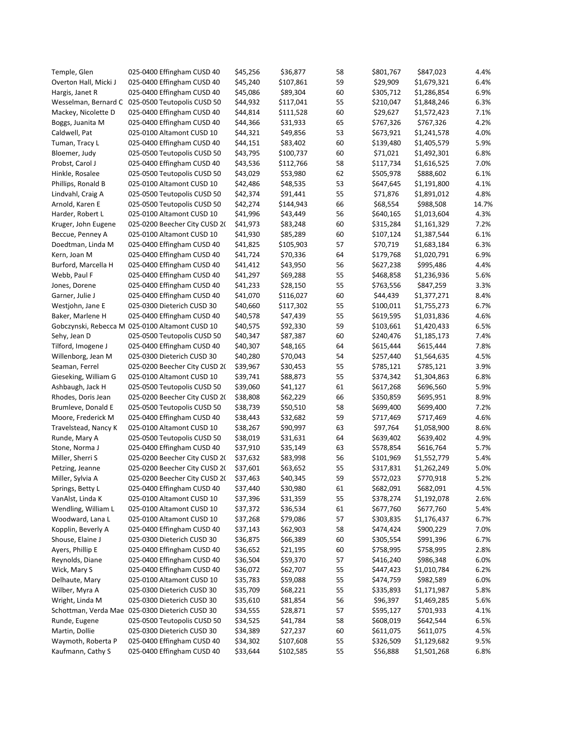| | | | | | | | |
|---|---|---|---|---|---|---|---|
| Temple, Glen | 025-0400 Effingham CUSD 40 | $45,256 | $36,877 | 58 | $801,767 | $847,023 | 4.4% |
| Overton Hall, Micki J | 025-0400 Effingham CUSD 40 | $45,240 | $107,861 | 59 | $29,909 | $1,679,321 | 6.4% |
| Hargis, Janet R | 025-0400 Effingham CUSD 40 | $45,086 | $89,304 | 60 | $305,712 | $1,286,854 | 6.9% |
| Wesselman, Bernard C | 025-0500 Teutopolis CUSD 50 | $44,932 | $117,041 | 55 | $210,047 | $1,848,246 | 6.3% |
| Mackey, Nicolette D | 025-0400 Effingham CUSD 40 | $44,814 | $111,528 | 60 | $29,627 | $1,572,423 | 7.1% |
| Boggs, Juanita M | 025-0400 Effingham CUSD 40 | $44,366 | $31,933 | 65 | $767,326 | $767,326 | 4.2% |
| Caldwell, Pat | 025-0100 Altamont CUSD 10 | $44,321 | $49,856 | 53 | $673,921 | $1,241,578 | 4.0% |
| Tuman, Tracy L | 025-0400 Effingham CUSD 40 | $44,151 | $83,402 | 60 | $139,480 | $1,405,579 | 5.9% |
| Bloemer, Judy | 025-0500 Teutopolis CUSD 50 | $43,795 | $100,737 | 60 | $71,021 | $1,492,301 | 6.8% |
| Probst, Carol J | 025-0400 Effingham CUSD 40 | $43,536 | $112,766 | 58 | $117,734 | $1,616,525 | 7.0% |
| Hinkle, Rosalee | 025-0500 Teutopolis CUSD 50 | $43,029 | $53,980 | 62 | $505,978 | $888,602 | 6.1% |
| Phillips, Ronald B | 025-0100 Altamont CUSD 10 | $42,486 | $48,535 | 53 | $647,645 | $1,191,800 | 4.1% |
| Lindvahl, Craig A | 025-0500 Teutopolis CUSD 50 | $42,374 | $91,441 | 55 | $71,876 | $1,891,012 | 4.8% |
| Arnold, Karen E | 025-0500 Teutopolis CUSD 50 | $42,274 | $144,943 | 66 | $68,554 | $988,508 | 14.7% |
| Harder, Robert L | 025-0100 Altamont CUSD 10 | $41,996 | $43,449 | 56 | $640,165 | $1,013,604 | 4.3% |
| Kruger, John Eugene | 025-0200 Beecher City CUSD 2( | $41,973 | $83,248 | 60 | $315,284 | $1,161,329 | 7.2% |
| Beccue, Penney A | 025-0100 Altamont CUSD 10 | $41,930 | $85,289 | 60 | $107,124 | $1,387,544 | 6.1% |
| Doedtman, Linda M | 025-0400 Effingham CUSD 40 | $41,825 | $105,903 | 57 | $70,719 | $1,683,184 | 6.3% |
| Kern, Joan M | 025-0400 Effingham CUSD 40 | $41,724 | $70,336 | 64 | $179,768 | $1,020,791 | 6.9% |
| Burford, Marcella H | 025-0400 Effingham CUSD 40 | $41,412 | $43,950 | 56 | $627,238 | $995,486 | 4.4% |
| Webb, Paul F | 025-0400 Effingham CUSD 40 | $41,297 | $69,288 | 55 | $468,858 | $1,236,936 | 5.6% |
| Jones, Dorene | 025-0400 Effingham CUSD 40 | $41,233 | $28,150 | 55 | $763,556 | $847,259 | 3.3% |
| Garner, Julie J | 025-0400 Effingham CUSD 40 | $41,070 | $116,027 | 60 | $44,439 | $1,377,271 | 8.4% |
| Westjohn, Jane E | 025-0300 Dieterich CUSD 30 | $40,660 | $117,302 | 55 | $100,011 | $1,755,273 | 6.7% |
| Baker, Marlene H | 025-0400 Effingham CUSD 40 | $40,578 | $47,439 | 55 | $619,595 | $1,031,836 | 4.6% |
| Gobczynski, Rebecca M | 025-0100 Altamont CUSD 10 | $40,575 | $92,330 | 59 | $103,661 | $1,420,433 | 6.5% |
| Sehy, Jean D | 025-0500 Teutopolis CUSD 50 | $40,347 | $87,387 | 60 | $240,476 | $1,185,173 | 7.4% |
| Tilford, Imogene J | 025-0400 Effingham CUSD 40 | $40,307 | $48,165 | 64 | $615,444 | $615,444 | 7.8% |
| Willenborg, Jean M | 025-0300 Dieterich CUSD 30 | $40,280 | $70,043 | 54 | $257,440 | $1,564,635 | 4.5% |
| Seaman, Ferrel | 025-0200 Beecher City CUSD 2( | $39,967 | $30,453 | 55 | $785,121 | $785,121 | 3.9% |
| Gieseking, William G | 025-0100 Altamont CUSD 10 | $39,741 | $88,873 | 55 | $374,342 | $1,304,863 | 6.8% |
| Ashbaugh, Jack H | 025-0500 Teutopolis CUSD 50 | $39,060 | $41,127 | 61 | $617,268 | $696,560 | 5.9% |
| Rhodes, Doris Jean | 025-0200 Beecher City CUSD 2( | $38,808 | $62,229 | 66 | $350,859 | $695,951 | 8.9% |
| Brumleve, Donald E | 025-0500 Teutopolis CUSD 50 | $38,739 | $50,510 | 58 | $699,400 | $699,400 | 7.2% |
| Moore, Frederick M | 025-0400 Effingham CUSD 40 | $38,443 | $32,682 | 59 | $717,469 | $717,469 | 4.6% |
| Travelstead, Nancy K | 025-0100 Altamont CUSD 10 | $38,267 | $90,997 | 63 | $97,764 | $1,058,900 | 8.6% |
| Runde, Mary A | 025-0500 Teutopolis CUSD 50 | $38,019 | $31,631 | 64 | $639,402 | $639,402 | 4.9% |
| Stone, Norma J | 025-0400 Effingham CUSD 40 | $37,910 | $35,149 | 63 | $578,854 | $616,764 | 5.7% |
| Miller, Sherri S | 025-0200 Beecher City CUSD 2( | $37,632 | $83,998 | 56 | $101,969 | $1,552,779 | 5.4% |
| Petzing, Jeanne | 025-0200 Beecher City CUSD 2( | $37,601 | $63,652 | 55 | $317,831 | $1,262,249 | 5.0% |
| Miller, Sylvia A | 025-0200 Beecher City CUSD 2( | $37,463 | $40,345 | 59 | $572,023 | $770,918 | 5.2% |
| Springs, Betty L | 025-0400 Effingham CUSD 40 | $37,440 | $30,980 | 61 | $682,091 | $682,091 | 4.5% |
| VanAlst, Linda K | 025-0100 Altamont CUSD 10 | $37,396 | $31,359 | 55 | $378,274 | $1,192,078 | 2.6% |
| Wendling, William L | 025-0100 Altamont CUSD 10 | $37,372 | $36,534 | 61 | $677,760 | $677,760 | 5.4% |
| Woodward, Lana L | 025-0100 Altamont CUSD 10 | $37,268 | $79,086 | 57 | $303,835 | $1,176,437 | 6.7% |
| Kopplin, Beverly A | 025-0400 Effingham CUSD 40 | $37,143 | $62,903 | 58 | $474,424 | $900,229 | 7.0% |
| Shouse, Elaine J | 025-0300 Dieterich CUSD 30 | $36,875 | $66,389 | 60 | $305,554 | $991,396 | 6.7% |
| Ayers, Phillip E | 025-0400 Effingham CUSD 40 | $36,652 | $21,195 | 60 | $758,995 | $758,995 | 2.8% |
| Reynolds, Diane | 025-0400 Effingham CUSD 40 | $36,504 | $59,370 | 57 | $416,240 | $986,348 | 6.0% |
| Wick, Mary S | 025-0400 Effingham CUSD 40 | $36,072 | $62,707 | 55 | $447,423 | $1,010,784 | 6.2% |
| Delhaute, Mary | 025-0100 Altamont CUSD 10 | $35,783 | $59,088 | 55 | $474,759 | $982,589 | 6.0% |
| Wilber, Myra A | 025-0300 Dieterich CUSD 30 | $35,709 | $68,221 | 55 | $335,893 | $1,171,987 | 5.8% |
| Wright, Linda M | 025-0300 Dieterich CUSD 30 | $35,610 | $81,854 | 56 | $96,397 | $1,469,285 | 5.6% |
| Schottman, Verda Mae | 025-0300 Dieterich CUSD 30 | $34,555 | $28,871 | 57 | $595,127 | $701,933 | 4.1% |
| Runde, Eugene | 025-0500 Teutopolis CUSD 50 | $34,525 | $41,784 | 58 | $608,019 | $642,544 | 6.5% |
| Martin, Dollie | 025-0300 Dieterich CUSD 30 | $34,389 | $27,237 | 60 | $611,075 | $611,075 | 4.5% |
| Waymoth, Roberta P | 025-0400 Effingham CUSD 40 | $34,302 | $107,608 | 55 | $326,509 | $1,129,682 | 9.5% |
| Kaufmann, Cathy S | 025-0400 Effingham CUSD 40 | $33,644 | $102,585 | 55 | $56,888 | $1,501,268 | 6.8% |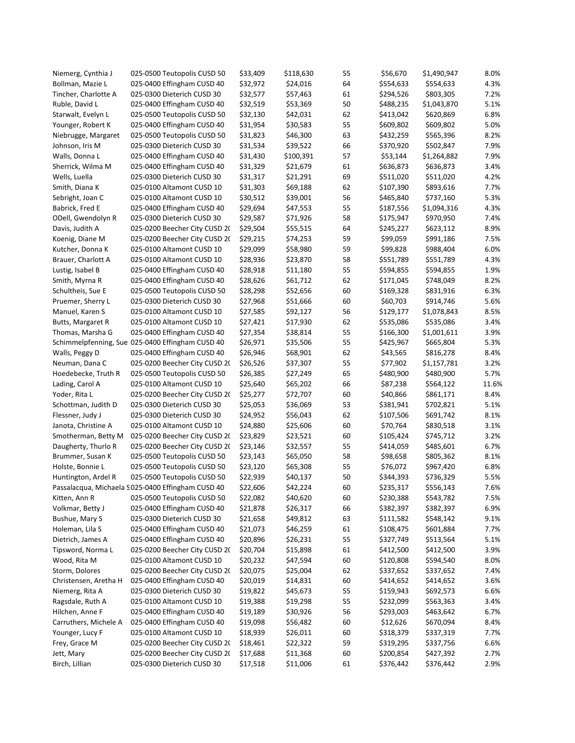| | | | | | | | |
|---|---|---|---|---|---|---|---|
| Niemerg, Cynthia J | 025-0500 Teutopolis CUSD 50 | $33,409 | $118,630 | 55 | $56,670 | $1,490,947 | 8.0% |
| Bollman, Mazie L | 025-0400 Effingham CUSD 40 | $32,972 | $24,016 | 64 | $554,633 | $554,633 | 4.3% |
| Tincher, Charlotte A | 025-0300 Dieterich CUSD 30 | $32,577 | $57,463 | 61 | $294,526 | $803,305 | 7.2% |
| Ruble, David L | 025-0400 Effingham CUSD 40 | $32,519 | $53,369 | 50 | $488,235 | $1,043,870 | 5.1% |
| Starwalt, Evelyn L | 025-0500 Teutopolis CUSD 50 | $32,130 | $42,031 | 62 | $413,042 | $620,869 | 6.8% |
| Younger, Robert K | 025-0400 Effingham CUSD 40 | $31,954 | $30,583 | 55 | $609,802 | $609,802 | 5.0% |
| Niebrugge, Margaret | 025-0500 Teutopolis CUSD 50 | $31,823 | $46,300 | 63 | $432,259 | $565,396 | 8.2% |
| Johnson, Iris M | 025-0300 Dieterich CUSD 30 | $31,534 | $39,522 | 66 | $370,920 | $502,847 | 7.9% |
| Walls, Donna L | 025-0400 Effingham CUSD 40 | $31,430 | $100,391 | 57 | $53,144 | $1,264,882 | 7.9% |
| Sherrick, Wilma M | 025-0400 Effingham CUSD 40 | $31,329 | $21,679 | 61 | $636,873 | $636,873 | 3.4% |
| Wells, Luella | 025-0300 Dieterich CUSD 30 | $31,317 | $21,291 | 69 | $511,020 | $511,020 | 4.2% |
| Smith, Diana K | 025-0100 Altamont CUSD 10 | $31,303 | $69,188 | 62 | $107,390 | $893,616 | 7.7% |
| Sebright, Joan C | 025-0100 Altamont CUSD 10 | $30,512 | $39,001 | 56 | $465,840 | $737,160 | 5.3% |
| Babrick, Fred E | 025-0400 Effingham CUSD 40 | $29,694 | $47,553 | 55 | $187,556 | $1,094,316 | 4.3% |
| ODell, Gwendolyn R | 025-0300 Dieterich CUSD 30 | $29,587 | $71,926 | 58 | $175,947 | $970,950 | 7.4% |
| Davis, Judith A | 025-0200 Beecher City CUSD 2( | $29,504 | $55,515 | 64 | $245,227 | $623,112 | 8.9% |
| Koenig, Diane M | 025-0200 Beecher City CUSD 2( | $29,215 | $74,253 | 59 | $99,059 | $991,186 | 7.5% |
| Kutcher, Donna K | 025-0100 Altamont CUSD 10 | $29,099 | $58,980 | 59 | $99,828 | $988,404 | 6.0% |
| Brauer, Charlott A | 025-0100 Altamont CUSD 10 | $28,936 | $23,870 | 58 | $551,789 | $551,789 | 4.3% |
| Lustig, Isabel B | 025-0400 Effingham CUSD 40 | $28,918 | $11,180 | 55 | $594,855 | $594,855 | 1.9% |
| Smith, Myrna R | 025-0400 Effingham CUSD 40 | $28,626 | $61,712 | 62 | $171,045 | $748,049 | 8.2% |
| Schultheis, Sue E | 025-0500 Teutopolis CUSD 50 | $28,298 | $52,656 | 60 | $169,328 | $831,916 | 6.3% |
| Pruemer, Sherry L | 025-0300 Dieterich CUSD 30 | $27,968 | $51,666 | 60 | $60,703 | $914,746 | 5.6% |
| Manuel, Karen S | 025-0100 Altamont CUSD 10 | $27,585 | $92,127 | 56 | $129,177 | $1,078,843 | 8.5% |
| Butts, Margaret R | 025-0100 Altamont CUSD 10 | $27,421 | $17,930 | 62 | $535,086 | $535,086 | 3.4% |
| Thomas, Marsha G | 025-0400 Effingham CUSD 40 | $27,354 | $38,814 | 55 | $166,300 | $1,001,611 | 3.9% |
| Schimmelpfenning, Sue | 025-0400 Effingham CUSD 40 | $26,971 | $35,506 | 55 | $425,967 | $665,804 | 5.3% |
| Walls, Peggy D | 025-0400 Effingham CUSD 40 | $26,946 | $68,901 | 62 | $43,565 | $816,278 | 8.4% |
| Neuman, Dana C | 025-0200 Beecher City CUSD 2( | $26,526 | $37,307 | 55 | $77,902 | $1,157,781 | 3.2% |
| Hoedebecke, Truth R | 025-0500 Teutopolis CUSD 50 | $26,385 | $27,249 | 65 | $480,900 | $480,900 | 5.7% |
| Lading, Carol A | 025-0100 Altamont CUSD 10 | $25,640 | $65,202 | 66 | $87,238 | $564,122 | 11.6% |
| Yoder, Rita L | 025-0200 Beecher City CUSD 2( | $25,277 | $72,707 | 60 | $40,866 | $861,171 | 8.4% |
| Schottman, Judith D | 025-0300 Dieterich CUSD 30 | $25,053 | $36,069 | 53 | $381,941 | $702,821 | 5.1% |
| Flessner, Judy J | 025-0300 Dieterich CUSD 30 | $24,952 | $56,043 | 62 | $107,506 | $691,742 | 8.1% |
| Janota, Christine A | 025-0100 Altamont CUSD 10 | $24,880 | $25,606 | 60 | $70,764 | $830,518 | 3.1% |
| Smotherman, Betty M | 025-0200 Beecher City CUSD 2( | $23,829 | $23,521 | 60 | $105,424 | $745,712 | 3.2% |
| Daugherty, Thurlo R | 025-0200 Beecher City CUSD 2( | $23,146 | $32,557 | 55 | $414,059 | $485,601 | 6.7% |
| Brummer, Susan K | 025-0500 Teutopolis CUSD 50 | $23,143 | $65,050 | 58 | $98,658 | $805,362 | 8.1% |
| Holste, Bonnie L | 025-0500 Teutopolis CUSD 50 | $23,120 | $65,308 | 55 | $76,072 | $967,420 | 6.8% |
| Huntington, Ardel R | 025-0500 Teutopolis CUSD 50 | $22,939 | $40,137 | 50 | $344,393 | $736,329 | 5.5% |
| Passalacqua, Michaela S | 025-0400 Effingham CUSD 40 | $22,606 | $42,224 | 60 | $235,317 | $556,143 | 7.6% |
| Kitten, Ann R | 025-0500 Teutopolis CUSD 50 | $22,082 | $40,620 | 60 | $230,388 | $543,782 | 7.5% |
| Volkmar, Betty J | 025-0400 Effingham CUSD 40 | $21,878 | $26,317 | 66 | $382,397 | $382,397 | 6.9% |
| Bushue, Mary S | 025-0300 Dieterich CUSD 30 | $21,658 | $49,812 | 63 | $111,582 | $548,142 | 9.1% |
| Holeman, Lila S | 025-0400 Effingham CUSD 40 | $21,073 | $46,259 | 61 | $108,475 | $601,884 | 7.7% |
| Dietrich, James A | 025-0400 Effingham CUSD 40 | $20,896 | $26,231 | 55 | $327,749 | $513,564 | 5.1% |
| Tipsword, Norma L | 025-0200 Beecher City CUSD 2( | $20,704 | $15,898 | 61 | $412,500 | $412,500 | 3.9% |
| Wood, Rita M | 025-0100 Altamont CUSD 10 | $20,232 | $47,594 | 60 | $120,808 | $594,540 | 8.0% |
| Storm, Dolores | 025-0200 Beecher City CUSD 2( | $20,075 | $25,004 | 62 | $337,652 | $337,652 | 7.4% |
| Christensen, Aretha H | 025-0400 Effingham CUSD 40 | $20,019 | $14,831 | 60 | $414,652 | $414,652 | 3.6% |
| Niemerg, Rita A | 025-0300 Dieterich CUSD 30 | $19,822 | $45,673 | 55 | $159,943 | $692,573 | 6.6% |
| Ragsdale, Ruth A | 025-0100 Altamont CUSD 10 | $19,388 | $19,298 | 55 | $232,099 | $563,363 | 3.4% |
| Hilchen, Anne F | 025-0400 Effingham CUSD 40 | $19,189 | $30,926 | 56 | $293,003 | $463,642 | 6.7% |
| Carruthers, Michele A | 025-0400 Effingham CUSD 40 | $19,098 | $56,482 | 60 | $12,626 | $670,094 | 8.4% |
| Younger, Lucy F | 025-0100 Altamont CUSD 10 | $18,939 | $26,011 | 60 | $318,379 | $337,319 | 7.7% |
| Frey, Grace M | 025-0200 Beecher City CUSD 2( | $18,461 | $22,322 | 59 | $319,295 | $337,756 | 6.6% |
| Jett, Mary | 025-0200 Beecher City CUSD 2( | $17,688 | $11,368 | 60 | $200,854 | $427,392 | 2.7% |
| Birch, Lillian | 025-0300 Dieterich CUSD 30 | $17,518 | $11,006 | 61 | $376,442 | $376,442 | 2.9% |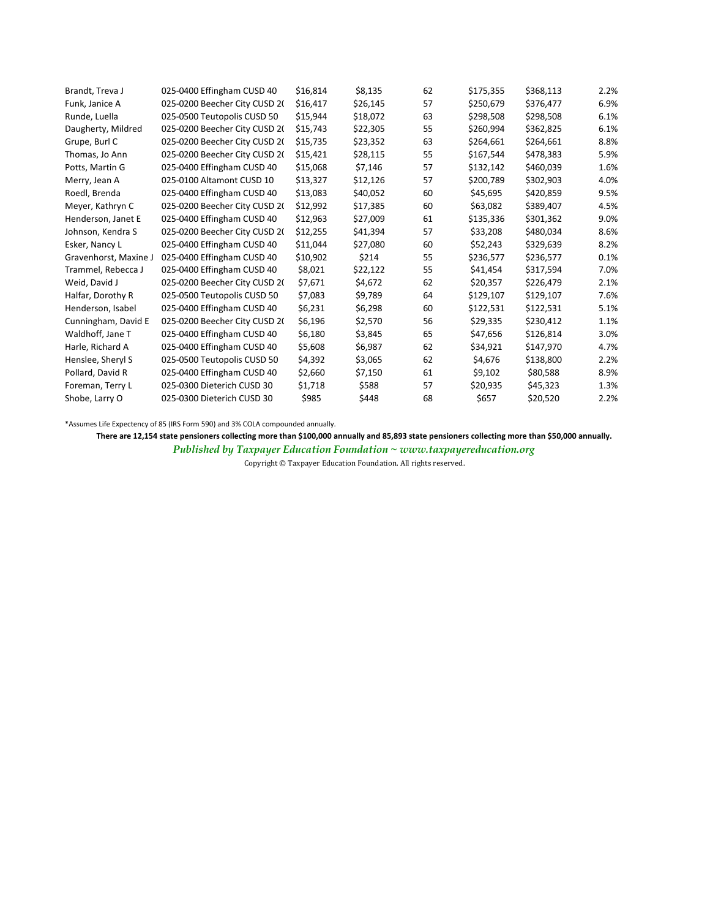| | | | | | | | |
|---|---|---|---|---|---|---|---|
| Brandt, Treva J | 025-0400 Effingham CUSD 40 | $16,814 | $8,135 | 62 | $175,355 | $368,113 | 2.2% |
| Funk, Janice A | 025-0200 Beecher City CUSD 2( | $16,417 | $26,145 | 57 | $250,679 | $376,477 | 6.9% |
| Runde, Luella | 025-0500 Teutopolis CUSD 50 | $15,944 | $18,072 | 63 | $298,508 | $298,508 | 6.1% |
| Daugherty, Mildred | 025-0200 Beecher City CUSD 2( | $15,743 | $22,305 | 55 | $260,994 | $362,825 | 6.1% |
| Grupe, Burl C | 025-0200 Beecher City CUSD 2( | $15,735 | $23,352 | 63 | $264,661 | $264,661 | 8.8% |
| Thomas, Jo Ann | 025-0200 Beecher City CUSD 2( | $15,421 | $28,115 | 55 | $167,544 | $478,383 | 5.9% |
| Potts, Martin G | 025-0400 Effingham CUSD 40 | $15,068 | $7,146 | 57 | $132,142 | $460,039 | 1.6% |
| Merry, Jean A | 025-0100 Altamont CUSD 10 | $13,327 | $12,126 | 57 | $200,789 | $302,903 | 4.0% |
| Roedl, Brenda | 025-0400 Effingham CUSD 40 | $13,083 | $40,052 | 60 | $45,695 | $420,859 | 9.5% |
| Meyer, Kathryn C | 025-0200 Beecher City CUSD 2( | $12,992 | $17,385 | 60 | $63,082 | $389,407 | 4.5% |
| Henderson, Janet E | 025-0400 Effingham CUSD 40 | $12,963 | $27,009 | 61 | $135,336 | $301,362 | 9.0% |
| Johnson, Kendra S | 025-0200 Beecher City CUSD 2( | $12,255 | $41,394 | 57 | $33,208 | $480,034 | 8.6% |
| Esker, Nancy L | 025-0400 Effingham CUSD 40 | $11,044 | $27,080 | 60 | $52,243 | $329,639 | 8.2% |
| Gravenhorst, Maxine J | 025-0400 Effingham CUSD 40 | $10,902 | $214 | 55 | $236,577 | $236,577 | 0.1% |
| Trammel, Rebecca J | 025-0400 Effingham CUSD 40 | $8,021 | $22,122 | 55 | $41,454 | $317,594 | 7.0% |
| Weid, David J | 025-0200 Beecher City CUSD 2( | $7,671 | $4,672 | 62 | $20,357 | $226,479 | 2.1% |
| Halfar, Dorothy R | 025-0500 Teutopolis CUSD 50 | $7,083 | $9,789 | 64 | $129,107 | $129,107 | 7.6% |
| Henderson, Isabel | 025-0400 Effingham CUSD 40 | $6,231 | $6,298 | 60 | $122,531 | $122,531 | 5.1% |
| Cunningham, David E | 025-0200 Beecher City CUSD 2( | $6,196 | $2,570 | 56 | $29,335 | $230,412 | 1.1% |
| Waldhoff, Jane T | 025-0400 Effingham CUSD 40 | $6,180 | $3,845 | 65 | $47,656 | $126,814 | 3.0% |
| Harle, Richard A | 025-0400 Effingham CUSD 40 | $5,608 | $6,987 | 62 | $34,921 | $147,970 | 4.7% |
| Henslee, Sheryl S | 025-0500 Teutopolis CUSD 50 | $4,392 | $3,065 | 62 | $4,676 | $138,800 | 2.2% |
| Pollard, David R | 025-0400 Effingham CUSD 40 | $2,660 | $7,150 | 61 | $9,102 | $80,588 | 8.9% |
| Foreman, Terry L | 025-0300 Dieterich CUSD 30 | $1,718 | $588 | 57 | $20,935 | $45,323 | 1.3% |
| Shobe, Larry O | 025-0300 Dieterich CUSD 30 | $985 | $448 | 68 | $657 | $20,520 | 2.2% |

*Assumes Life Expectancy of 85 (IRS Form 590) and 3% COLA compounded annually.

**There are 12,154 state pensioners collecting more than $100,000 annually and 85,893 state pensioners collecting more than $50,000 annually.**

*Published by Taxpayer Education Foundation ~ www.taxpayereducation.org*

Copyright © Taxpayer Education Foundation. All rights reserved.